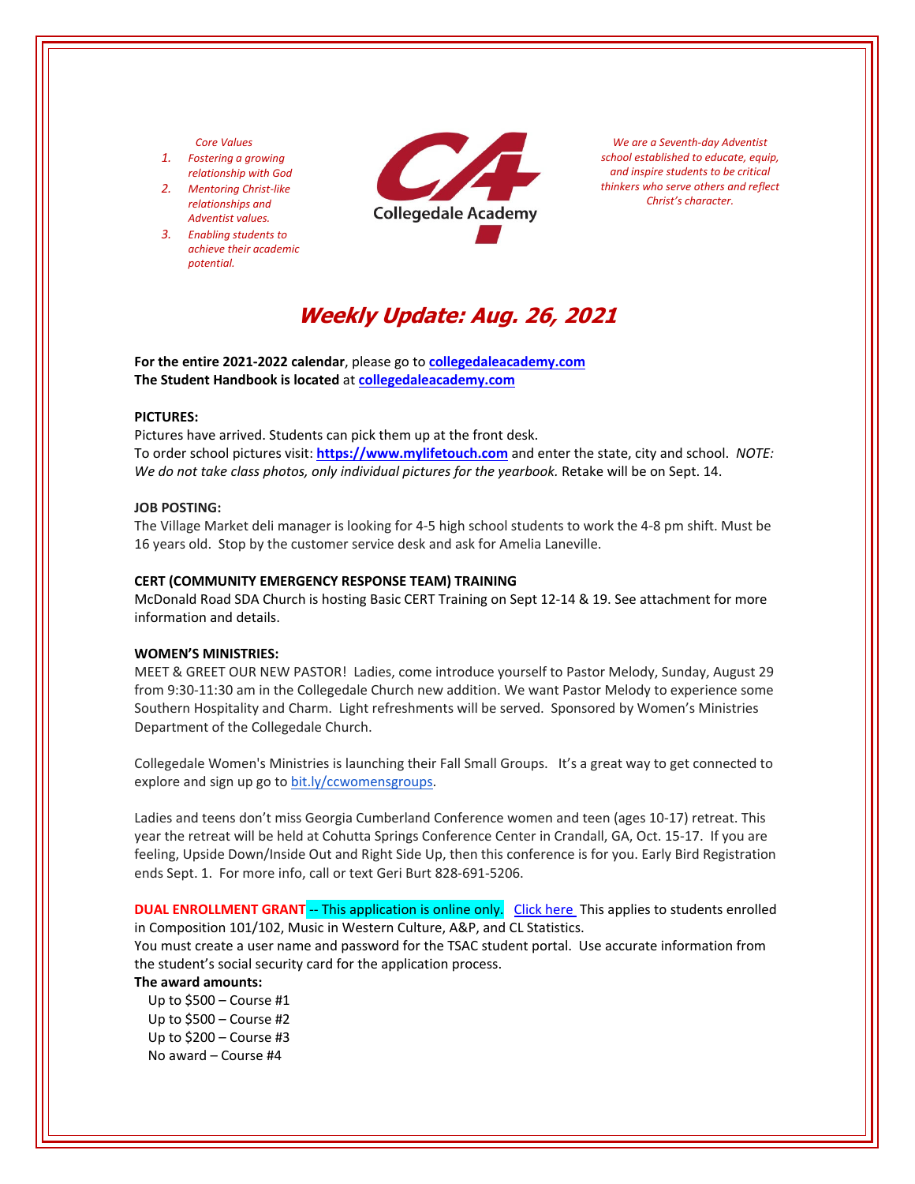*Core Values*

1. *Fostering a growing relationship with God*
2. *Mentoring Christ-like relationships and Adventist values.*
3. *Enabling students to achieve their academic potential.*

Collegedale Academy

*We are a Seventh-day Adventist school established to educate, equip, and inspire students to be critical thinkers who serve others and reflect Christ's character.*

# *Weekly Update: Aug. 26, 2021*

**For the entire 2021-2022 calendar**, please go to **[collegedaleacademy.com](collegedaleacademy.com)**
**The Student Handbook is located** at **[collegedaleacademy.com](collegedaleacademy.com)**

**PICTURES:**
Pictures have arrived. Students can pick them up at the front desk.
To order school pictures visit: **[https://www.mylifetouch.com](https://www.mylifetouch.com)** and enter the state, city and school. *NOTE: We do not take class photos, only individual pictures for the yearbook.* Retake will be on Sept. 14.

**JOB POSTING:**
The Village Market deli manager is looking for 4-5 high school students to work the 4-8 pm shift. Must be 16 years old. Stop by the customer service desk and ask for Amelia Laneville.

**CERT (COMMUNITY EMERGENCY RESPONSE TEAM) TRAINING**
McDonald Road SDA Church is hosting Basic CERT Training on Sept 12-14 & 19. See attachment for more information and details.

**WOMEN'S MINISTRIES:**
MEET & GREET OUR NEW PASTOR! Ladies, come introduce yourself to Pastor Melody, Sunday, August 29 from 9:30-11:30 am in the Collegedale Church new addition. We want Pastor Melody to experience some Southern Hospitality and Charm. Light refreshments will be served. Sponsored by Women's Ministries Department of the Collegedale Church.

Collegedale Women's Ministries is launching their Fall Small Groups. It's a great way to get connected to explore and sign up go to [bit.ly/ccwomensgroups](bit.ly/ccwomensgroups).

Ladies and teens don't miss Georgia Cumberland Conference women and teen (ages 10-17) retreat. This year the retreat will be held at Cohutta Springs Conference Center in Crandall, GA, Oct. 15-17. If you are feeling, Upside Down/Inside Out and Right Side Up, then this conference is for you. Early Bird Registration ends Sept. 1. For more info, call or text Geri Burt 828-691-5206.

**DUAL ENROLLMENT GRANT** -- This application is online only. Click here This applies to students enrolled in Composition 101/102, Music in Western Culture, A&P, and CL Statistics.
You must create a user name and password for the TSAC student portal. Use accurate information from the student's social security card for the application process.
**The award amounts:**
Up to $500 – Course #1
Up to $500 – Course #2
Up to $200 – Course #3
No award – Course #4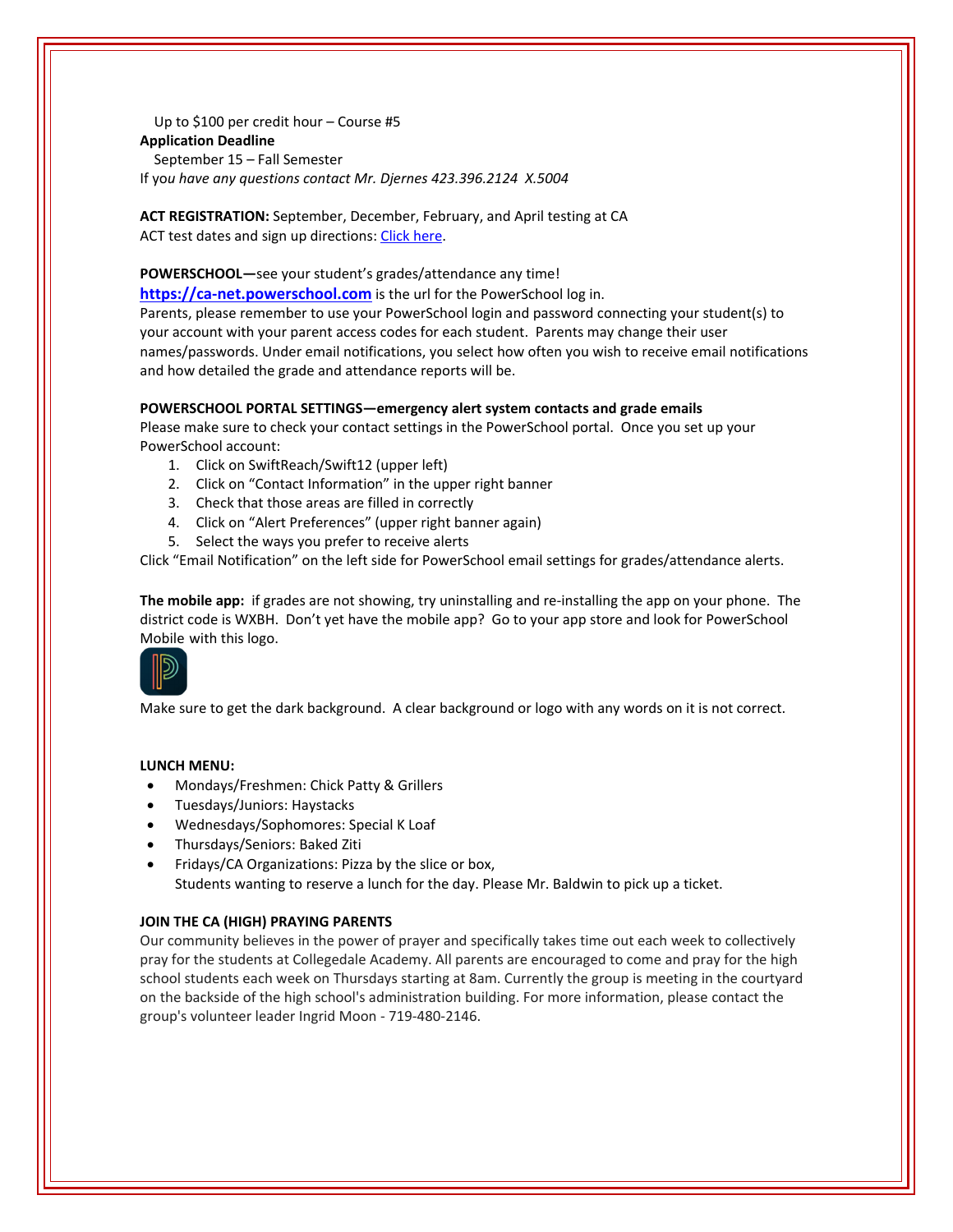Up to $100 per credit hour – Course #5

**Application Deadline**

September 15 – Fall Semester

If yo*u have any questions contact Mr. Djernes 423.396.2124 X.5004*

**ACT REGISTRATION:** September, December, February, and April testing at CA

ACT test dates and sign up directions: Click here.

**POWERSCHOOL—**see your student's grades/attendance any time!

**https://ca-net.powerschool.com** is the url for the PowerSchool log in.

Parents, please remember to use your PowerSchool login and password connecting your student(s) to your account with your parent access codes for each student. Parents may change their user names/passwords. Under email notifications, you select how often you wish to receive email notifications and how detailed the grade and attendance reports will be.

**POWERSCHOOL PORTAL SETTINGS—emergency alert system contacts and grade emails**

Please make sure to check your contact settings in the PowerSchool portal. Once you set up your PowerSchool account:

1. Click on SwiftReach/Swift12 (upper left)
2. Click on "Contact Information" in the upper right banner
3. Check that those areas are filled in correctly
4. Click on "Alert Preferences" (upper right banner again)
5. Select the ways you prefer to receive alerts

Click "Email Notification" on the left side for PowerSchool email settings for grades/attendance alerts.

**The mobile app:** if grades are not showing, try uninstalling and re-installing the app on your phone. The district code is WXBH. Don't yet have the mobile app? Go to your app store and look for PowerSchool Mobile with this logo.

Make sure to get the dark background. A clear background or logo with any words on it is not correct.

**LUNCH MENU:**

- Mondays/Freshmen: Chick Patty & Grillers
- Tuesdays/Juniors: Haystacks
- Wednesdays/Sophomores: Special K Loaf
- Thursdays/Seniors: Baked Ziti
- Fridays/CA Organizations: Pizza by the slice or box,
  Students wanting to reserve a lunch for the day. Please Mr. Baldwin to pick up a ticket.

**JOIN THE CA (HIGH) PRAYING PARENTS**

Our community believes in the power of prayer and specifically takes time out each week to collectively pray for the students at Collegedale Academy. All parents are encouraged to come and pray for the high school students each week on Thursdays starting at 8am. Currently the group is meeting in the courtyard on the backside of the high school's administration building. For more information, please contact the group's volunteer leader Ingrid Moon - 719-480-2146.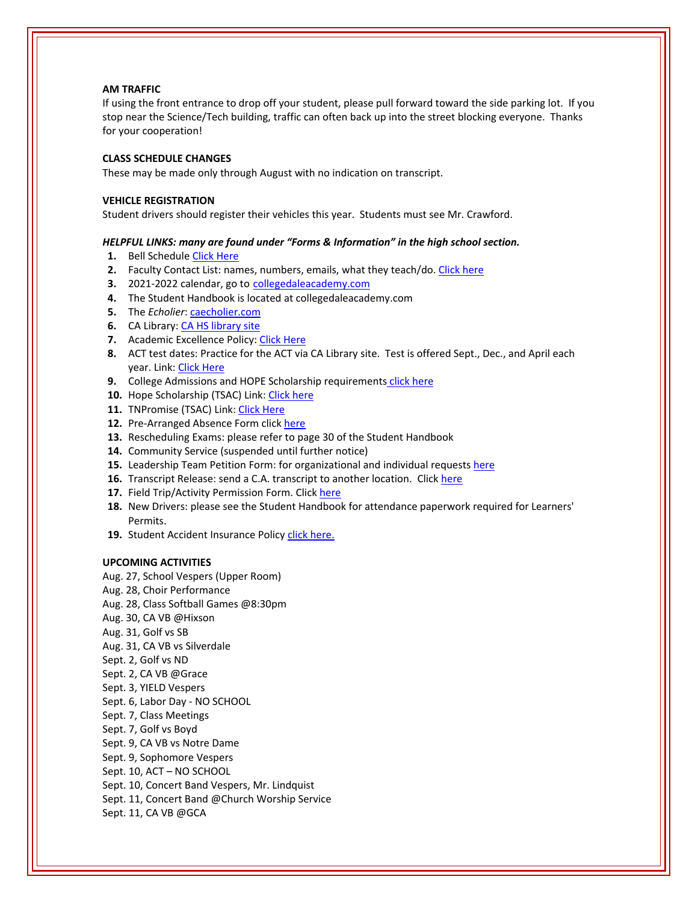**AM TRAFFIC**
If using the front entrance to drop off your student, please pull forward toward the side parking lot. If you stop near the Science/Tech building, traffic can often back up into the street blocking everyone. Thanks for your cooperation!

**CLASS SCHEDULE CHANGES**
These may be made only through August with no indication on transcript.

**VEHICLE REGISTRATION**
Student drivers should register their vehicles this year. Students must see Mr. Crawford.

***HELPFUL LINKS: many are found under "Forms & Information" in the high school section.***

1. Bell Schedule Click Here
2. Faculty Contact List: names, numbers, emails, what they teach/do. Click here
3. 2021-2022 calendar, go to collegedaleacademy.com
4. The Student Handbook is located at collegedaleacademy.com
5. The *Echolier*: caecholier.com
6. CA Library: CA HS library site
7. Academic Excellence Policy: Click Here
8. ACT test dates: Practice for the ACT via CA Library site. Test is offered Sept., Dec., and April each year. Link: Click Here
9. College Admissions and HOPE Scholarship requirements click here
10. Hope Scholarship (TSAC) Link: Click here
11. TNPromise (TSAC) Link: Click Here
12. Pre-Arranged Absence Form click here
13. Rescheduling Exams: please refer to page 30 of the Student Handbook
14. Community Service (suspended until further notice)
15. Leadership Team Petition Form: for organizational and individual requests here
16. Transcript Release: send a C.A. transcript to another location. Click here
17. Field Trip/Activity Permission Form. Click here
18. New Drivers: please see the Student Handbook for attendance paperwork required for Learners' Permits.
19. Student Accident Insurance Policy click here.

**UPCOMING ACTIVITIES**
Aug. 27, School Vespers (Upper Room)
Aug. 28, Choir Performance
Aug. 28, Class Softball Games @8:30pm
Aug. 30, CA VB @Hixson
Aug. 31, Golf vs SB
Aug. 31, CA VB vs Silverdale
Sept. 2, Golf vs ND
Sept. 2, CA VB @Grace
Sept. 3, YIELD Vespers
Sept. 6, Labor Day - NO SCHOOL
Sept. 7, Class Meetings
Sept. 7, Golf vs Boyd
Sept. 9, CA VB vs Notre Dame
Sept. 9, Sophomore Vespers
Sept. 10, ACT – NO SCHOOL
Sept. 10, Concert Band Vespers, Mr. Lindquist
Sept. 11, Concert Band @Church Worship Service
Sept. 11, CA VB @GCA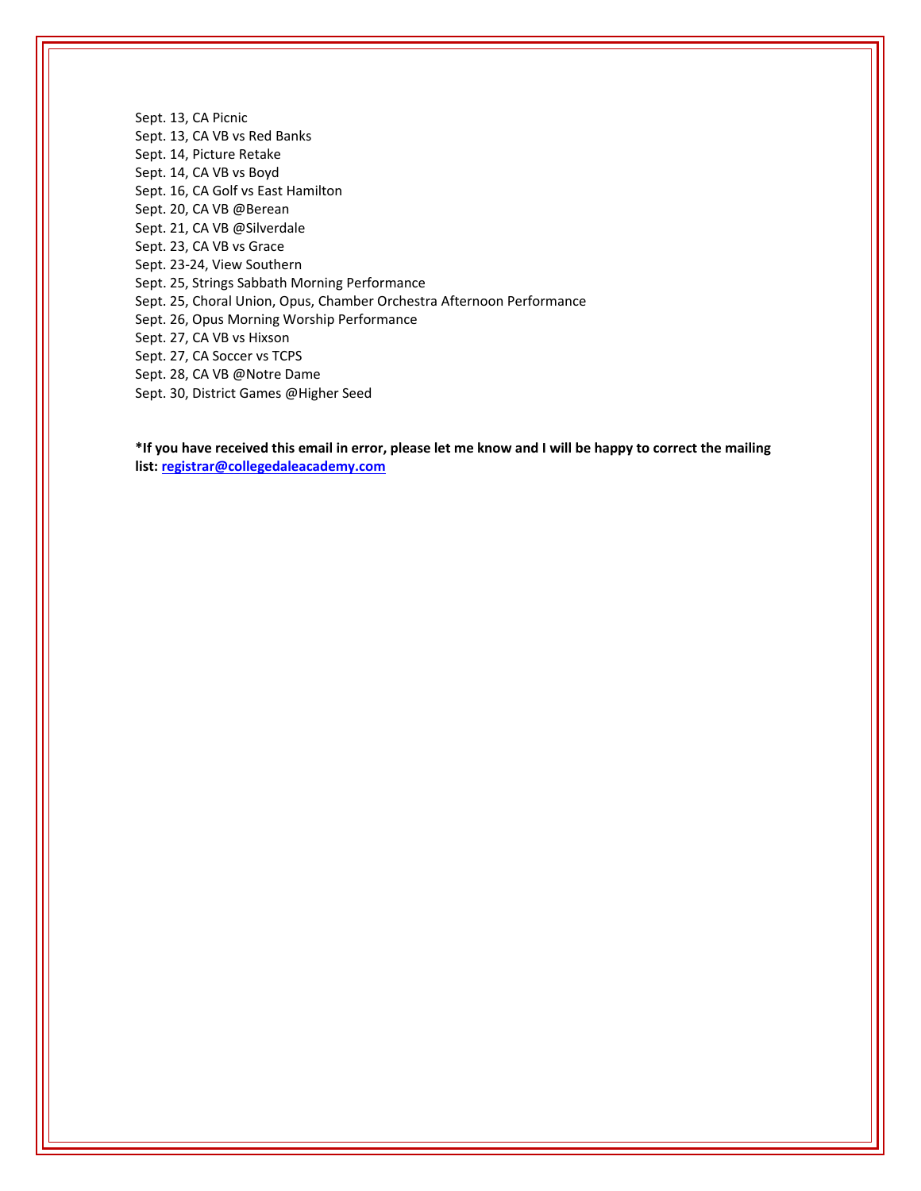Sept. 13, CA Picnic
Sept. 13, CA VB vs Red Banks
Sept. 14, Picture Retake
Sept. 14, CA VB vs Boyd
Sept. 16, CA Golf vs East Hamilton
Sept. 20, CA VB @Berean
Sept. 21, CA VB @Silverdale
Sept. 23, CA VB vs Grace
Sept. 23-24, View Southern
Sept. 25, Strings Sabbath Morning Performance
Sept. 25, Choral Union, Opus, Chamber Orchestra Afternoon Performance
Sept. 26, Opus Morning Worship Performance
Sept. 27, CA VB vs Hixson
Sept. 27, CA Soccer vs TCPS
Sept. 28, CA VB @Notre Dame
Sept. 30, District Games @Higher Seed

**\*If you have received this email in error, please let me know and I will be happy to correct the mailing list: [registrar@collegedaleacademy.com](mailto:registrar@collegedaleacademy.com)**